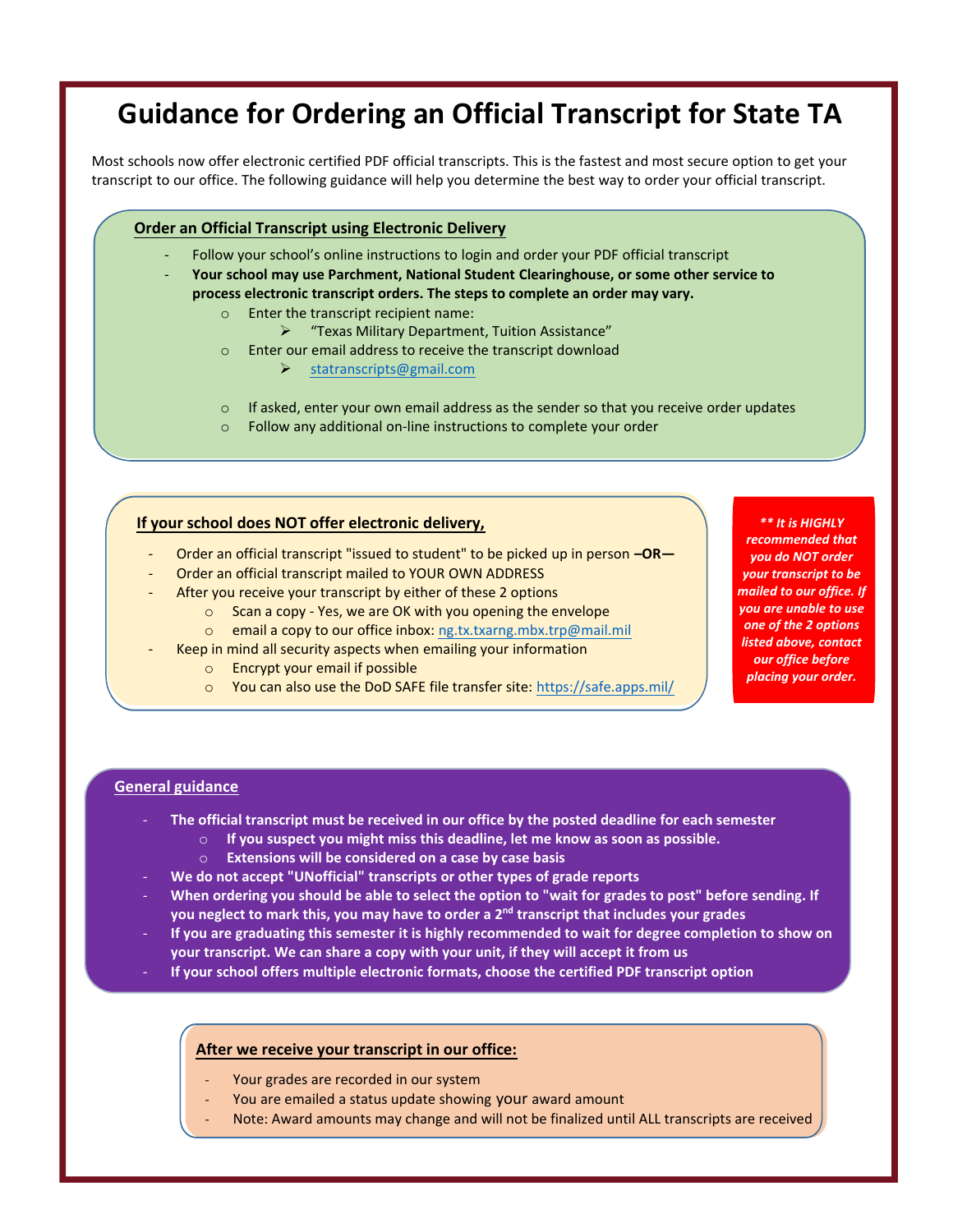# Guidance for Ordering an Official Transcript for State TA

Most schools now offer electronic certified PDF official transcripts. This is the fastest and most secure option to get your transcript to our office. The following guidance will help you determine the best way to order your official transcript.

## Order an Official Transcript using Electronic Delivery

- Follow your school's online instructions to login and order your PDF official transcript
- **Your school may use Parchment, National Student Clearinghouse, or some other service to process electronic transcript orders. The steps to complete an order may vary.**
  - Enter the transcript recipient name:
    - "Texas Military Department, Tuition Assistance"
  - Enter our email address to receive the transcript download
    - statranscripts@gmail.com
  - If asked, enter your own email address as the sender so that you receive order updates
  - Follow any additional on-line instructions to complete your order

## If your school does NOT offer electronic delivery,

- Order an official transcript "issued to student" to be picked up in person **–OR—**
- Order an official transcript mailed to YOUR OWN ADDRESS
- After you receive your transcript by either of these 2 options
  - Scan a copy - Yes, we are OK with you opening the envelope
  - email a copy to our office inbox: ng.tx.txarng.mbx.trp@mail.mil
- Keep in mind all security aspects when emailing your information
  - Encrypt your email if possible
  - You can also use the DoD SAFE file transfer site: https://safe.apps.mil/

***\*\* It is HIGHLY recommended that you do NOT order your transcript to be mailed to our office. If you are unable to use one of the 2 options listed above, contact our office before placing your order.***

## General guidance

- **The official transcript must be received in our office by the posted deadline for each semester**
  - **If you suspect you might miss this deadline, let me know as soon as possible.**
  - **Extensions will be considered on a case by case basis**
- **We do not accept "UNofficial" transcripts or other types of grade reports**
- **When ordering you should be able to select the option to "wait for grades to post" before sending. If you neglect to mark this, you may have to order a 2nd transcript that includes your grades**
- **If you are graduating this semester it is highly recommended to wait for degree completion to show on your transcript. We can share a copy with your unit, if they will accept it from us**
- **If your school offers multiple electronic formats, choose the certified PDF transcript option**

## After we receive your transcript in our office:

- Your grades are recorded in our system
- You are emailed a status update showing your award amount
- Note: Award amounts may change and will not be finalized until ALL transcripts are received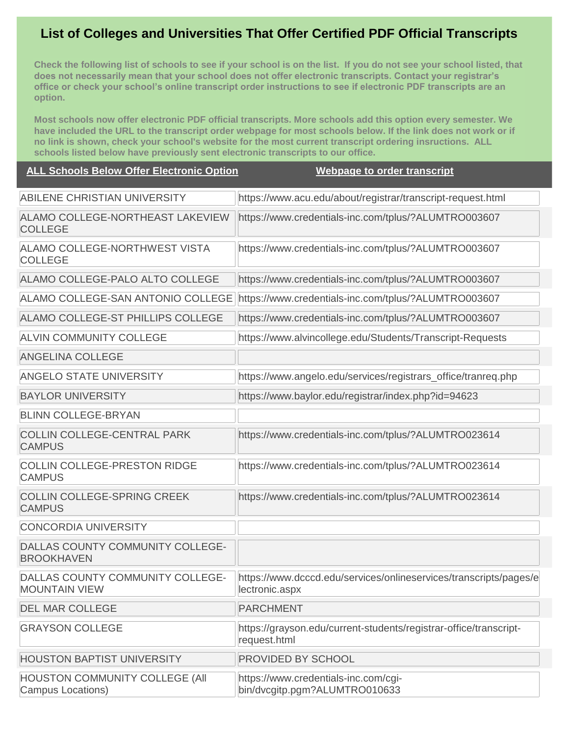# List of Colleges and Universities That Offer Certified PDF Official Transcripts

**Check the following list of schools to see if your school is on the list. If you do not see your school listed, that does not necessarily mean that your school does not offer electronic transcripts. Contact your registrar's office or check your school's online transcript order instructions to see if electronic PDF transcripts are an option.**

**Most schools now offer electronic PDF official transcripts. More schools add this option every semester. We have included the URL to the transcript order webpage for most schools below. If the link does not work or if no link is shown, check your school's website for the most current transcript ordering insructions. ALL schools listed below have previously sent electronic transcripts to our office.**

| ALL Schools Below Offer Electronic Option | Webpage to order transcript |
|---|---|
| ABILENE CHRISTIAN UNIVERSITY | https://www.acu.edu/about/registrar/transcript-request.html |
| ALAMO COLLEGE-NORTHEAST LAKEVIEW COLLEGE | https://www.credentials-inc.com/tplus/?ALUMTRO003607 |
| ALAMO COLLEGE-NORTHWEST VISTA COLLEGE | https://www.credentials-inc.com/tplus/?ALUMTRO003607 |
| ALAMO COLLEGE-PALO ALTO COLLEGE | https://www.credentials-inc.com/tplus/?ALUMTRO003607 |
| ALAMO COLLEGE-SAN ANTONIO COLLEGE | https://www.credentials-inc.com/tplus/?ALUMTRO003607 |
| ALAMO COLLEGE-ST PHILLIPS COLLEGE | https://www.credentials-inc.com/tplus/?ALUMTRO003607 |
| ALVIN COMMUNITY COLLEGE | https://www.alvincollege.edu/Students/Transcript-Requests |
| ANGELINA COLLEGE | |
| ANGELO STATE UNIVERSITY | https://www.angelo.edu/services/registrars_office/tranreq.php |
| BAYLOR UNIVERSITY | https://www.baylor.edu/registrar/index.php?id=94623 |
| BLINN COLLEGE-BRYAN | |
| COLLIN COLLEGE-CENTRAL PARK CAMPUS | https://www.credentials-inc.com/tplus/?ALUMTRO023614 |
| COLLIN COLLEGE-PRESTON RIDGE CAMPUS | https://www.credentials-inc.com/tplus/?ALUMTRO023614 |
| COLLIN COLLEGE-SPRING CREEK CAMPUS | https://www.credentials-inc.com/tplus/?ALUMTRO023614 |
| CONCORDIA UNIVERSITY | |
| DALLAS COUNTY COMMUNITY COLLEGE-BROOKHAVEN | |
| DALLAS COUNTY COMMUNITY COLLEGE-MOUNTAIN VIEW | https://www.dcccd.edu/services/onlineservices/transcripts/pages/electronic.aspx |
| DEL MAR COLLEGE | PARCHMENT |
| GRAYSON COLLEGE | https://grayson.edu/current-students/registrar-office/transcript-request.html |
| HOUSTON BAPTIST UNIVERSITY | PROVIDED BY SCHOOL |
| HOUSTON COMMUNITY COLLEGE (All Campus Locations) | https://www.credentials-inc.com/cgi-bin/dvcgitp.pgm?ALUMTRO010633 |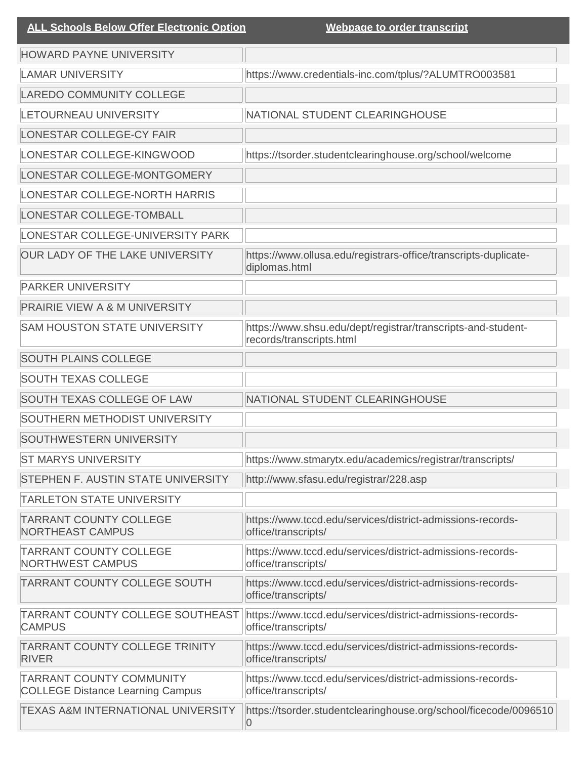| ALL Schools Below Offer Electronic Option | Webpage to order transcript |
|---|---|
| HOWARD PAYNE UNIVERSITY | |
| LAMAR UNIVERSITY | https://www.credentials-inc.com/tplus/?ALUMTRO003581 |
| LAREDO COMMUNITY COLLEGE | |
| LETOURNEAU UNIVERSITY | NATIONAL STUDENT CLEARINGHOUSE |
| LONESTAR COLLEGE-CY FAIR | |
| LONESTAR COLLEGE-KINGWOOD | https://tsorder.studentclearinghouse.org/school/welcome |
| LONESTAR COLLEGE-MONTGOMERY | |
| LONESTAR COLLEGE-NORTH HARRIS | |
| LONESTAR COLLEGE-TOMBALL | |
| LONESTAR COLLEGE-UNIVERSITY PARK | |
| OUR LADY OF THE LAKE UNIVERSITY | https://www.ollusa.edu/registrars-office/transcripts-duplicate-diplomas.html |
| PARKER UNIVERSITY | |
| PRAIRIE VIEW A & M UNIVERSITY | |
| SAM HOUSTON STATE UNIVERSITY | https://www.shsu.edu/dept/registrar/transcripts-and-student-records/transcripts.html |
| SOUTH PLAINS COLLEGE | |
| SOUTH TEXAS COLLEGE | |
| SOUTH TEXAS COLLEGE OF LAW | NATIONAL STUDENT CLEARINGHOUSE |
| SOUTHERN METHODIST UNIVERSITY | |
| SOUTHWESTERN UNIVERSITY | |
| ST MARYS UNIVERSITY | https://www.stmarytx.edu/academics/registrar/transcripts/ |
| STEPHEN F. AUSTIN STATE UNIVERSITY | http://www.sfasu.edu/registrar/228.asp |
| TARLETON STATE UNIVERSITY | |
| TARRANT COUNTY COLLEGE NORTHEAST CAMPUS | https://www.tccd.edu/services/district-admissions-records-office/transcripts/ |
| TARRANT COUNTY COLLEGE NORTHWEST CAMPUS | https://www.tccd.edu/services/district-admissions-records-office/transcripts/ |
| TARRANT COUNTY COLLEGE SOUTH | https://www.tccd.edu/services/district-admissions-records-office/transcripts/ |
| TARRANT COUNTY COLLEGE SOUTHEAST CAMPUS | https://www.tccd.edu/services/district-admissions-records-office/transcripts/ |
| TARRANT COUNTY COLLEGE TRINITY RIVER | https://www.tccd.edu/services/district-admissions-records-office/transcripts/ |
| TARRANT COUNTY COMMUNITY COLLEGE Distance Learning Campus | https://www.tccd.edu/services/district-admissions-records-office/transcripts/ |
| TEXAS A&M INTERNATIONAL UNIVERSITY | https://tsorder.studentclearinghouse.org/school/ficecode/00965100 |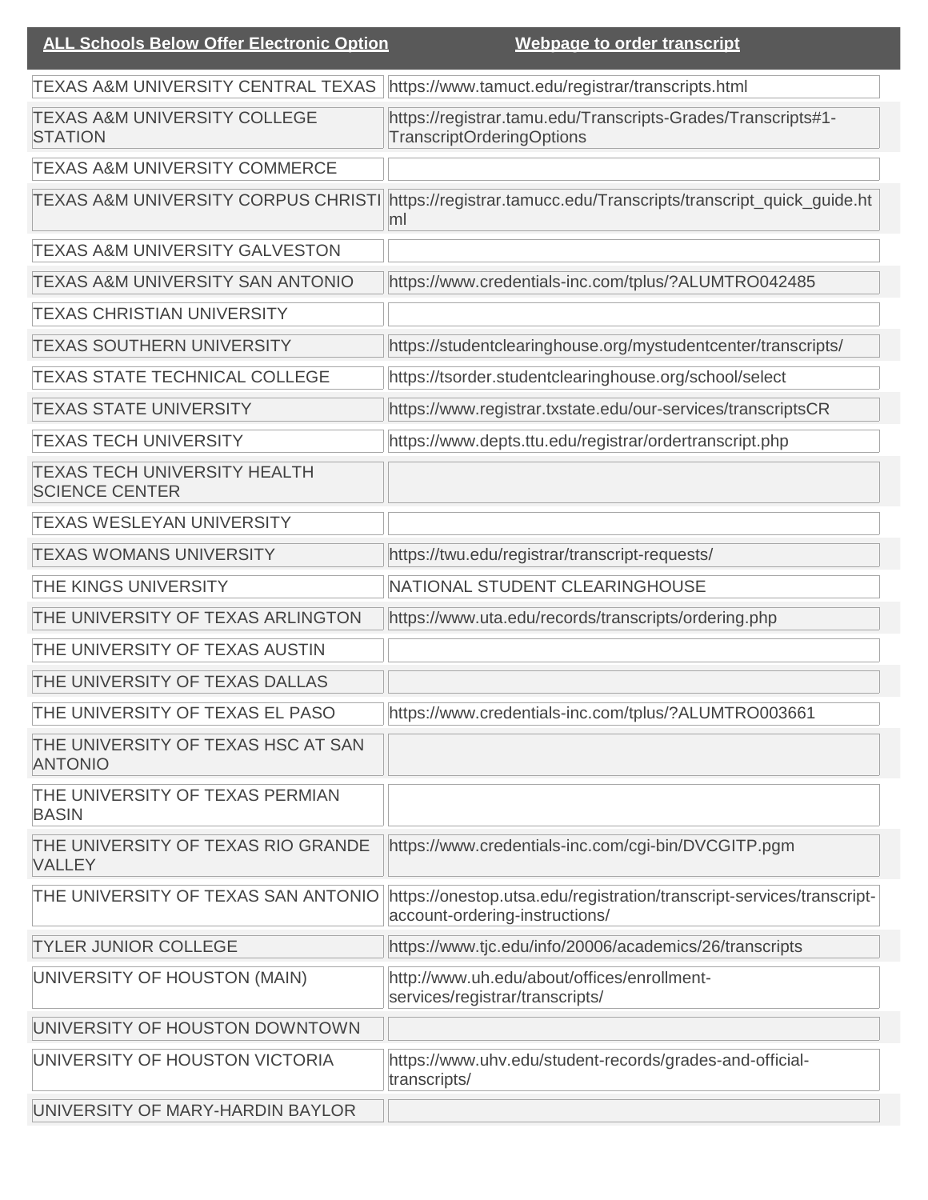| ALL Schools Below Offer Electronic Option | Webpage to order transcript |
| --- | --- |
| TEXAS A&M UNIVERSITY CENTRAL TEXAS | https://www.tamuct.edu/registrar/transcripts.html |
| TEXAS A&M UNIVERSITY COLLEGE STATION | https://registrar.tamu.edu/Transcripts-Grades/Transcripts#1-TranscriptOrderingOptions |
| TEXAS A&M UNIVERSITY COMMERCE | |
| TEXAS A&M UNIVERSITY CORPUS CHRISTI | https://registrar.tamucc.edu/Transcripts/transcript_quick_guide.html |
| TEXAS A&M UNIVERSITY GALVESTON | |
| TEXAS A&M UNIVERSITY SAN ANTONIO | https://www.credentials-inc.com/tplus/?ALUMTRO042485 |
| TEXAS CHRISTIAN UNIVERSITY | |
| TEXAS SOUTHERN UNIVERSITY | https://studentclearinghouse.org/mystudentcenter/transcripts/ |
| TEXAS STATE TECHNICAL COLLEGE | https://tsorder.studentclearinghouse.org/school/select |
| TEXAS STATE UNIVERSITY | https://www.registrar.txstate.edu/our-services/transcriptsCR |
| TEXAS TECH UNIVERSITY | https://www.depts.ttu.edu/registrar/ordertranscript.php |
| TEXAS TECH UNIVERSITY HEALTH SCIENCE CENTER | |
| TEXAS WESLEYAN UNIVERSITY | |
| TEXAS WOMANS UNIVERSITY | https://twu.edu/registrar/transcript-requests/ |
| THE KINGS UNIVERSITY | NATIONAL STUDENT CLEARINGHOUSE |
| THE UNIVERSITY OF TEXAS ARLINGTON | https://www.uta.edu/records/transcripts/ordering.php |
| THE UNIVERSITY OF TEXAS AUSTIN | |
| THE UNIVERSITY OF TEXAS DALLAS | |
| THE UNIVERSITY OF TEXAS EL PASO | https://www.credentials-inc.com/tplus/?ALUMTRO003661 |
| THE UNIVERSITY OF TEXAS HSC AT SAN ANTONIO | |
| THE UNIVERSITY OF TEXAS PERMIAN BASIN | |
| THE UNIVERSITY OF TEXAS RIO GRANDE VALLEY | https://www.credentials-inc.com/cgi-bin/DVCGITP.pgm |
| THE UNIVERSITY OF TEXAS SAN ANTONIO | https://onestop.utsa.edu/registration/transcript-services/transcript-account-ordering-instructions/ |
| TYLER JUNIOR COLLEGE | https://www.tjc.edu/info/20006/academics/26/transcripts |
| UNIVERSITY OF HOUSTON (MAIN) | http://www.uh.edu/about/offices/enrollment-services/registrar/transcripts/ |
| UNIVERSITY OF HOUSTON DOWNTOWN | |
| UNIVERSITY OF HOUSTON VICTORIA | https://www.uhv.edu/student-records/grades-and-official-transcripts/ |
| UNIVERSITY OF MARY-HARDIN BAYLOR | |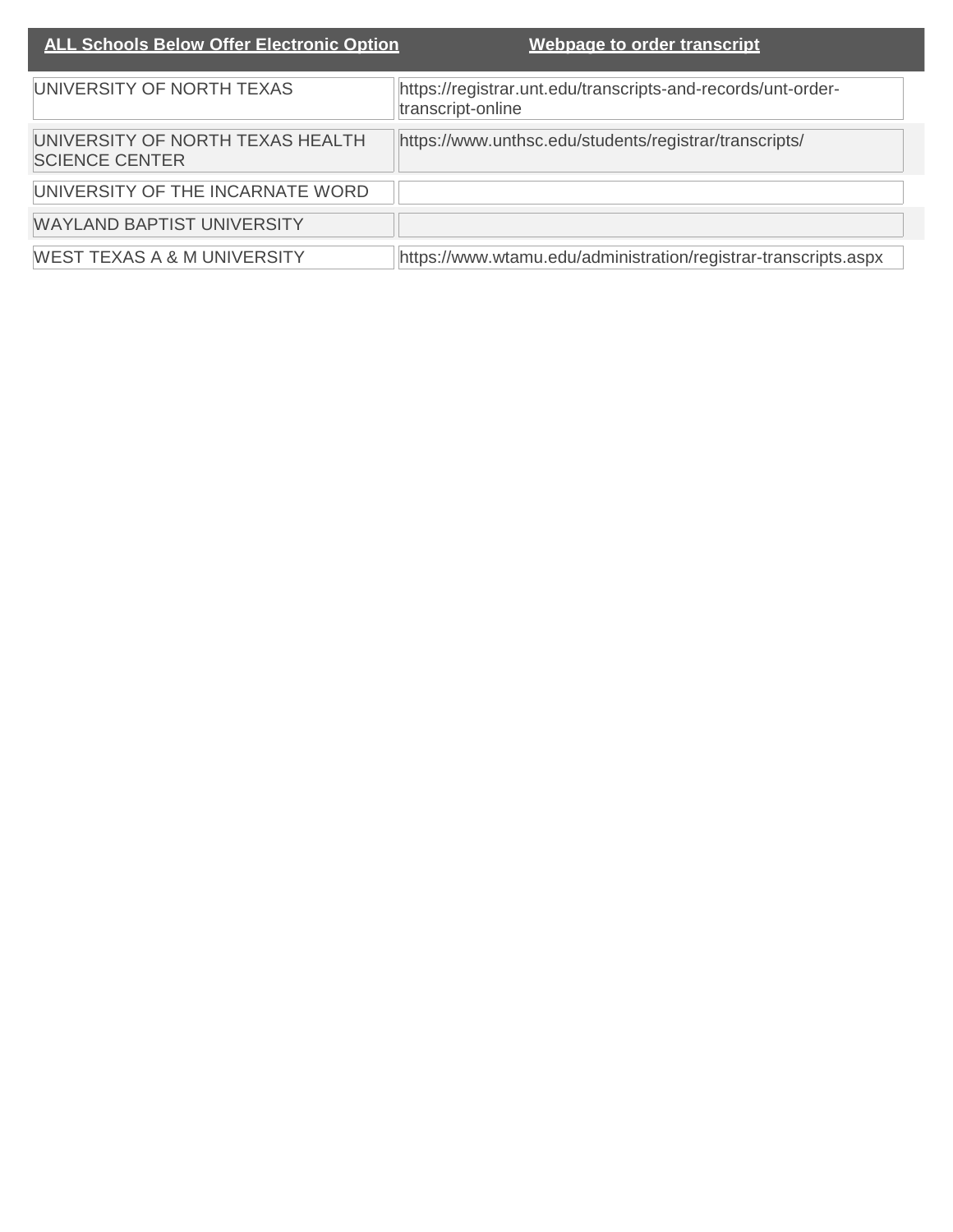| **ALL Schools Below Offer Electronic Option** | **Webpage to order transcript** |
| --- | --- |
| UNIVERSITY OF NORTH TEXAS | https://registrar.unt.edu/transcripts-and-records/unt-order-transcript-online |
| UNIVERSITY OF NORTH TEXAS HEALTH SCIENCE CENTER | https://www.unthsc.edu/students/registrar/transcripts/ |
| UNIVERSITY OF THE INCARNATE WORD | |
| WAYLAND BAPTIST UNIVERSITY | |
| WEST TEXAS A & M UNIVERSITY | https://www.wtamu.edu/administration/registrar-transcripts.aspx |